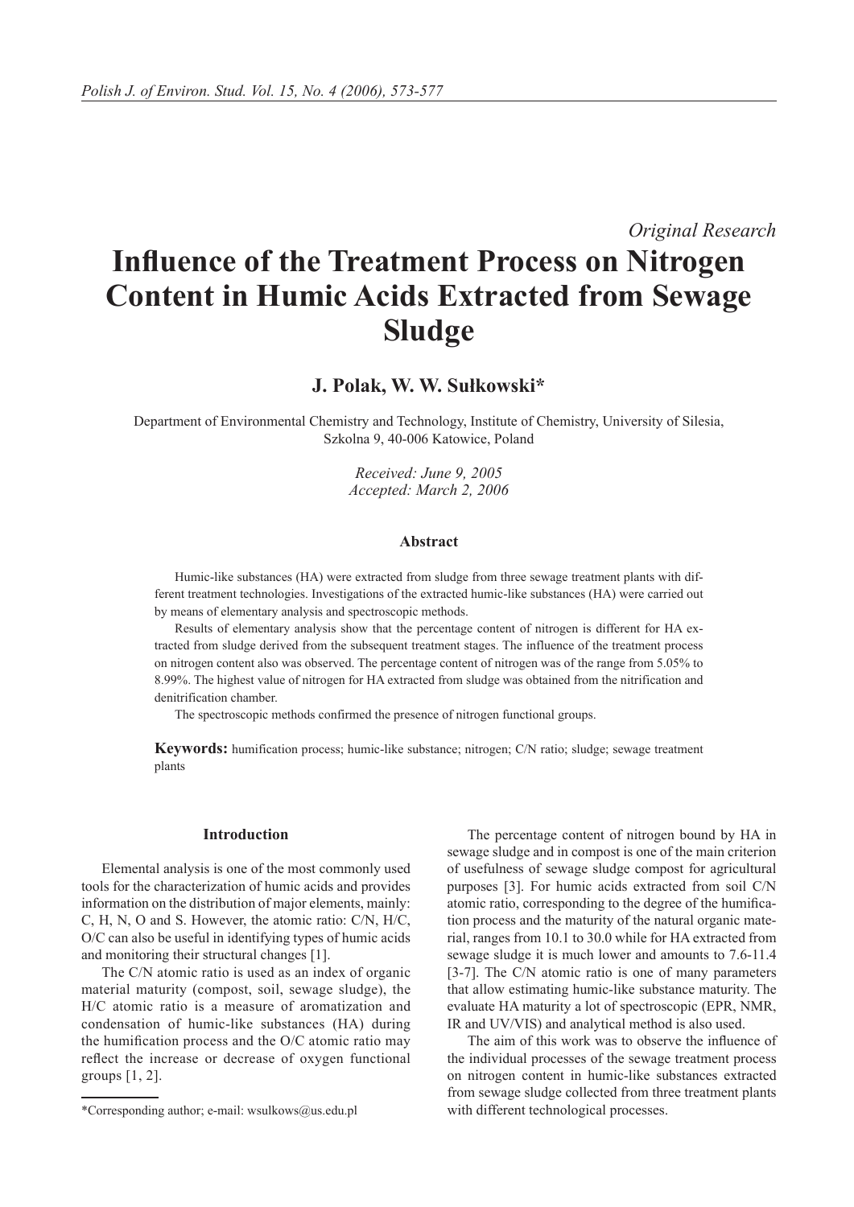*Original Research*

# Influence of the Treatment Process on Nitrogen Content in Humic Acids Extracted from Sewage Sludge

**J. Polak, W. W. Sułkowski***

Department of Environmental Chemistry and Technology, Institute of Chemistry, University of Silesia, Szkolna 9, 40-006 Katowice, Poland

*Received: June 9, 2005*
*Accepted: March 2, 2006*

## Abstract

Humic-like substances (HA) were extracted from sludge from three sewage treatment plants with different treatment technologies. Investigations of the extracted humic-like substances (HA) were carried out by means of elementary analysis and spectroscopic methods.

Results of elementary analysis show that the percentage content of nitrogen is different for HA extracted from sludge derived from the subsequent treatment stages. The influence of the treatment process on nitrogen content also was observed. The percentage content of nitrogen was of the range from 5.05% to 8.99%. The highest value of nitrogen for HA extracted from sludge was obtained from the nitrification and denitrification chamber.

The spectroscopic methods confirmed the presence of nitrogen functional groups.

**Keywords:** humification process; humic-like substance; nitrogen; C/N ratio; sludge; sewage treatment plants

## Introduction

Elemental analysis is one of the most commonly used tools for the characterization of humic acids and provides information on the distribution of major elements, mainly: C, H, N, O and S. However, the atomic ratio: C/N, H/C, O/C can also be useful in identifying types of humic acids and monitoring their structural changes [1].

The C/N atomic ratio is used as an index of organic material maturity (compost, soil, sewage sludge), the H/C atomic ratio is a measure of aromatization and condensation of humic-like substances (HA) during the humification process and the O/C atomic ratio may reflect the increase or decrease of oxygen functional groups [1, 2].

The percentage content of nitrogen bound by HA in sewage sludge and in compost is one of the main criterion of usefulness of sewage sludge compost for agricultural purposes [3]. For humic acids extracted from soil C/N atomic ratio, corresponding to the degree of the humification process and the maturity of the natural organic material, ranges from 10.1 to 30.0 while for HA extracted from sewage sludge it is much lower and amounts to 7.6-11.4 [3-7]. The C/N atomic ratio is one of many parameters that allow estimating humic-like substance maturity. The evaluate HA maturity a lot of spectroscopic (EPR, NMR, IR and UV/VIS) and analytical method is also used.

The aim of this work was to observe the influence of the individual processes of the sewage treatment process on nitrogen content in humic-like substances extracted from sewage sludge collected from three treatment plants with different technological processes.

*Corresponding author; e-mail: wsulkows@us.edu.pl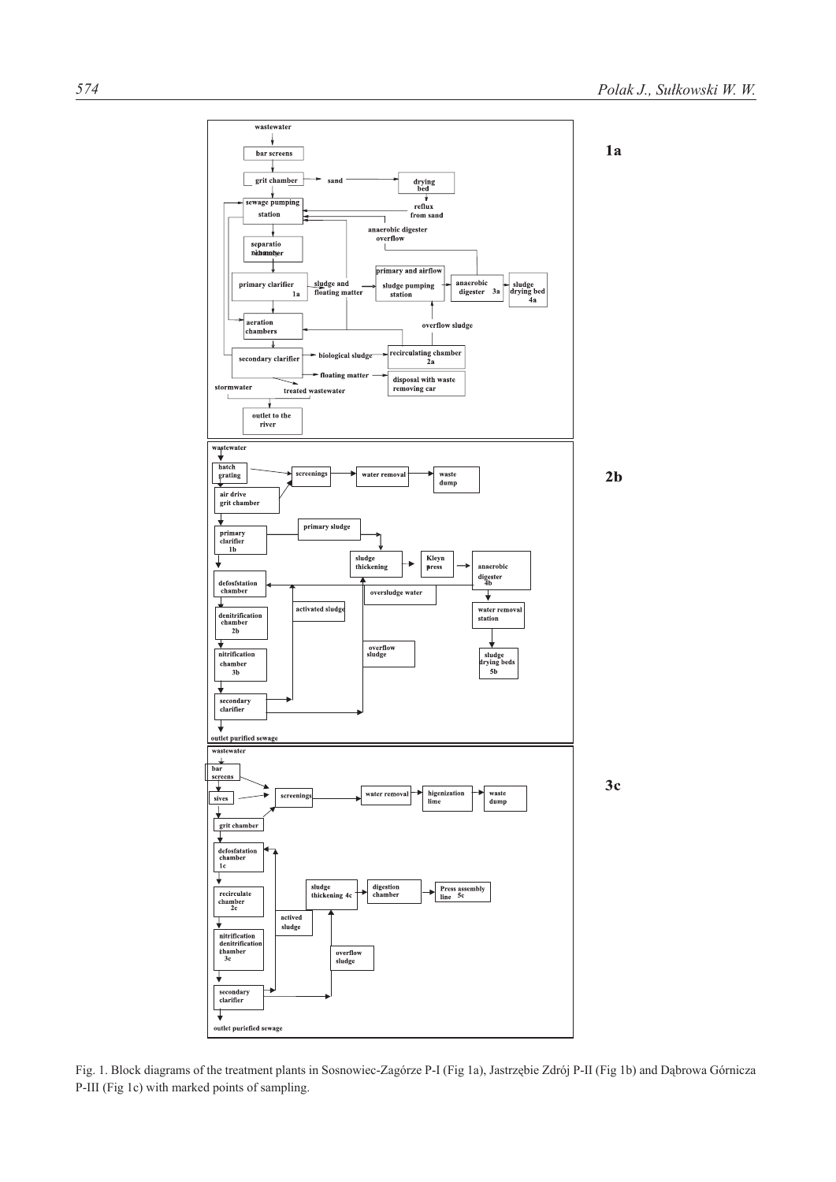Fig. 1. Block diagrams of the treatment plants in Sosnowiec-Zagórze P-I (Fig 1a), Jastrzębie Zdrój P-II (Fig 1b) and Dąbrowa Górnicza P-III (Fig 1c) with marked points of sampling.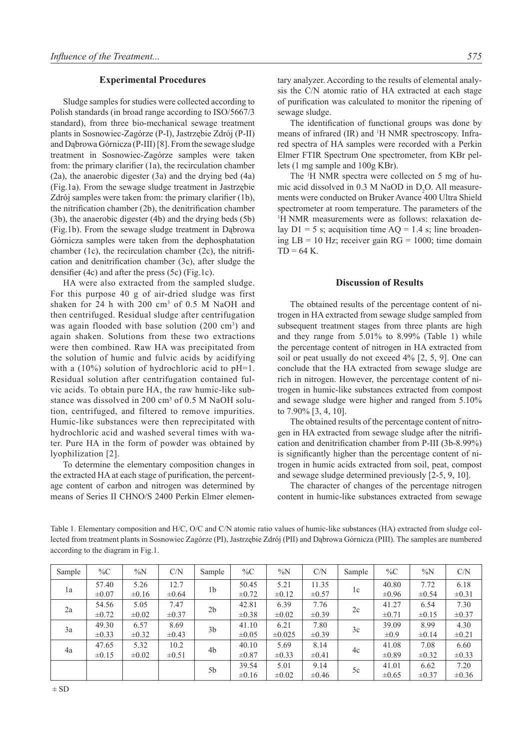### Experimental Procedures

Sludge samples for studies were collected according to Polish standards (in broad range according to ISO/5667/3 standard), from three bio-mechanical sewage treatment plants in Sosnowiec-Zagórze (P-I), Jastrzębie Zdrój (P-II) and Dąbrowa Górnicza (P-III) [8]. From the sewage sludge treatment in Sosnowiec-Zagórze samples were taken from: the primary clarifier (1a), the recirculation chamber (2a), the anaerobic digester (3a) and the drying bed (4a) (Fig.1a). From the sewage sludge treatment in Jastrzębie Zdrój samples were taken from: the primary clarifier (1b), the nitrification chamber (2b), the denitrification chamber (3b), the anaerobic digester (4b) and the drying beds (5b) (Fig.1b). From the sewage sludge treatment in Dąbrowa Górnicza samples were taken from the dephosphatation chamber (1c), the recirculation chamber (2c), the nitrification and denitrification chamber (3c), after sludge the densifier (4c) and after the press (5c) (Fig.1c).

HA were also extracted from the sampled sludge. For this purpose 40 g of air-dried sludge was first shaken for 24 h with 200 $cm^3$ of 0.5 M NaOH and then centrifuged. Residual sludge after centrifugation was again flooded with base solution (200 $cm^3$) and again shaken. Solutions from these two extractions were then combined. Raw HA was precipitated from the solution of humic and fulvic acids by acidifying with a (10%) solution of hydrochloric acid to pH=1. Residual solution after centrifugation contained fulvic acids. To obtain pure HA, the raw humic-like substance was dissolved in 200 $cm^3$ of 0.5 M NaOH solution, centrifuged, and filtered to remove impurities. Humic-like substances were then reprecipitated with hydrochloric acid and washed several times with water. Pure HA in the form of powder was obtained by lyophilization [2].

To determine the elementary composition changes in the extracted HA at each stage of purification, the percentage content of carbon and nitrogen was determined by means of Series II CHNO/S 2400 Perkin Elmer elementary analyzer. According to the results of elemental analysis the C/N atomic ratio of HA extracted at each stage of purification was calculated to monitor the ripening of sewage sludge.

The identification of functional groups was done by means of infrared (IR) and $^1H$ NMR spectroscopy. Infrared spectra of HA samples were recorded with a Perkin Elmer FTIR Spectrum One spectrometer, from KBr pellets (1 mg sample and 100g KBr).

The $^1H$ NMR spectra were collected on 5 mg of humic acid dissolved in 0.3 M NaOD in $D_2O$. All measurements were conducted on Bruker Avance 400 Ultra Shield spectrometer at room temperature. The parameters of the $^1H$ NMR measurements were as follows: relaxation delay D1 = 5 s; acquisition time AQ = 1.4 s; line broadening LB = 10 Hz; receiver gain RG = 1000; time domain TD = 64 K.

### Discussion of Results

The obtained results of the percentage content of nitrogen in HA extracted from sewage sludge sampled from subsequent treatment stages from three plants are high and they range from 5.01% to 8.99% (Table 1) while the percentage content of nitrogen in HA extracted from soil or peat usually do not exceed 4% [2, 5, 9]. One can conclude that the HA extracted from sewage sludge are rich in nitrogen. However, the percentage content of nitrogen in humic-like substances extracted from compost and sewage sludge were higher and ranged from 5.10% to 7.90% [3, 4, 10].

The obtained results of the percentage content of nitrogen in HA extracted from sewage sludge after the nitrification and denitrification chamber from P-III (3b-8.99%) is significantly higher than the percentage content of nitrogen in humic acids extracted from soil, peat, compost and sewage sludge determined previously [2-5, 9, 10].

The character of changes of the percentage nitrogen content in humic-like substances extracted from sewage

Table 1. Elementary composition and H/C, O/C and C/N atomic ratio values of humic-like substances (HA) extracted from sludge collected from treatment plants in Sosnowiec Zagórze (PI), Jastrzębie Zdrój (PII) and Dąbrowa Górnicza (PIII). The samples are numbered according to the diagram in Fig.1.

| Sample | %C | %N | C/N | Sample | %C | %N | C/N | Sample | %C | %N | C/N |
|---|---|---|---|---|---|---|---|---|---|---|---|
| 1a | 57.40 ±0.07 | 5.26 ±0.16 | 12.7 ±0.64 | 1b | 50.45 ±0.72 | 5.21 ±0.12 | 11.35 ±0.57 | 1c | 40.80 ±0.96 | 7.72 ±0.54 | 6.18 ±0.31 |
| 2a | 54.56 ±0.72 | 5.05 ±0.02 | 7.47 ±0.37 | 2b | 42.81 ±0.38 | 6.39 ±0.02 | 7.76 ±0.39 | 2c | 41.27 ±0.71 | 6.54 ±0.15 | 7.30 ±0.37 |
| 3a | 49.30 ±0.33 | 6.57 ±0.32 | 8.69 ±0.43 | 3b | 41.10 ±0.05 | 6.21 ±0.025 | 7.80 ±0.39 | 3c | 39.09 ±0.9 | 8.99 ±0.14 | 4.30 ±0.21 |
| 4a | 47.65 ±0.15 | 5.32 ±0.02 | 10.2 ±0.51 | 4b | 40.10 ±0.87 | 5.69 ±0.33 | 8.14 ±0.41 | 4c | 41.08 ±0.89 | 7.08 ±0.32 | 6.60 ±0.33 |
| | | | | 5b | 39.54 ±0.16 | 5.01 ±0.02 | 9.14 ±0.46 | 5c | 41.01 ±0.65 | 6.62 ±0.37 | 7.20 ±0.36 |

± SD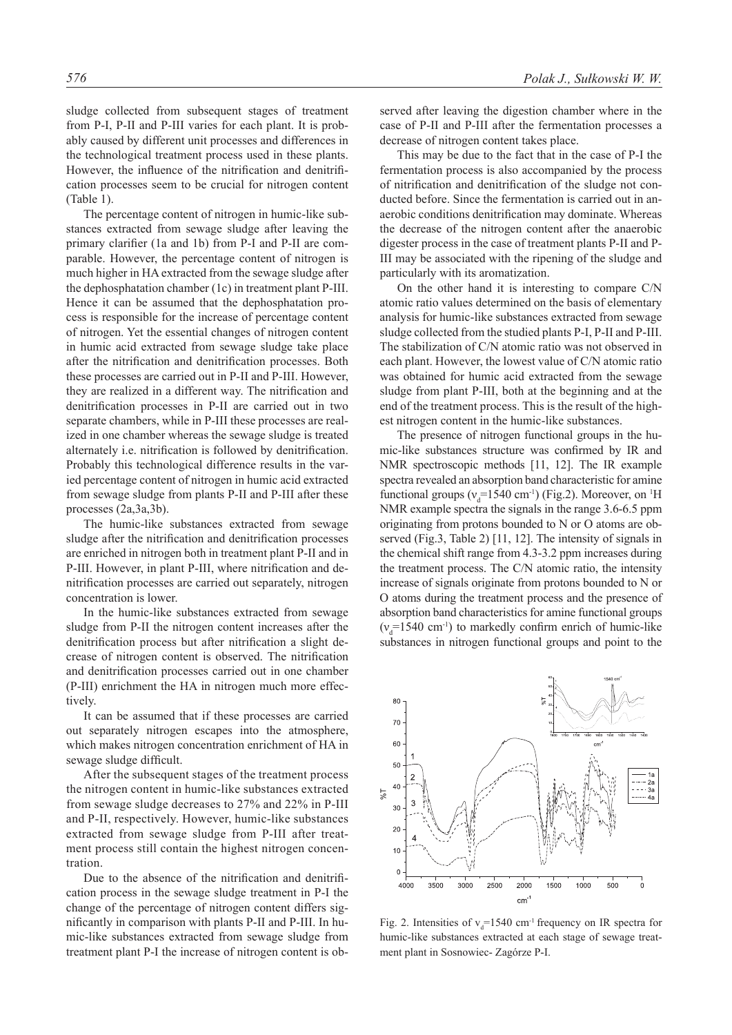sludge collected from subsequent stages of treatment from P-I, P-II and P-III varies for each plant. It is probably caused by different unit processes and differences in the technological treatment process used in these plants. However, the influence of the nitrification and denitrification processes seem to be crucial for nitrogen content (Table 1).

The percentage content of nitrogen in humic-like substances extracted from sewage sludge after leaving the primary clarifier (1a and 1b) from P-I and P-II are comparable. However, the percentage content of nitrogen is much higher in HA extracted from the sewage sludge after the dephosphatation chamber (1c) in treatment plant P-III. Hence it can be assumed that the dephosphatation process is responsible for the increase of percentage content of nitrogen. Yet the essential changes of nitrogen content in humic acid extracted from sewage sludge take place after the nitrification and denitrification processes. Both these processes are carried out in P-II and P-III. However, they are realized in a different way. The nitrification and denitrification processes in P-II are carried out in two separate chambers, while in P-III these processes are realized in one chamber whereas the sewage sludge is treated alternately i.e. nitrification is followed by denitrification. Probably this technological difference results in the varied percentage content of nitrogen in humic acid extracted from sewage sludge from plants P-II and P-III after these processes (2a,3a,3b).

The humic-like substances extracted from sewage sludge after the nitrification and denitrification processes are enriched in nitrogen both in treatment plant P-II and in P-III. However, in plant P-III, where nitrification and denitrification processes are carried out separately, nitrogen concentration is lower.

In the humic-like substances extracted from sewage sludge from P-II the nitrogen content increases after the denitrification process but after nitrification a slight decrease of nitrogen content is observed. The nitrification and denitrification processes carried out in one chamber (P-III) enrichment the HA in nitrogen much more effectively.

It can be assumed that if these processes are carried out separately nitrogen escapes into the atmosphere, which makes nitrogen concentration enrichment of HA in sewage sludge difficult.

After the subsequent stages of the treatment process the nitrogen content in humic-like substances extracted from sewage sludge decreases to 27% and 22% in P-III and P-II, respectively. However, humic-like substances extracted from sewage sludge from P-III after treatment process still contain the highest nitrogen concentration.

Due to the absence of the nitrification and denitrification process in the sewage sludge treatment in P-I the change of the percentage of nitrogen content differs significantly in comparison with plants P-II and P-III. In humic-like substances extracted from sewage sludge from treatment plant P-I the increase of nitrogen content is observed after leaving the digestion chamber where in the case of P-II and P-III after the fermentation processes a decrease of nitrogen content takes place.

This may be due to the fact that in the case of P-I the fermentation process is also accompanied by the process of nitrification and denitrification of the sludge not conducted before. Since the fermentation is carried out in anaerobic conditions denitrification may dominate. Whereas the decrease of the nitrogen content after the anaerobic digester process in the case of treatment plants P-II and P-III may be associated with the ripening of the sludge and particularly with its aromatization.

On the other hand it is interesting to compare C/N atomic ratio values determined on the basis of elementary analysis for humic-like substances extracted from sewage sludge collected from the studied plants P-I, P-II and P-III. The stabilization of C/N atomic ratio was not observed in each plant. However, the lowest value of C/N atomic ratio was obtained for humic acid extracted from the sewage sludge from plant P-III, both at the beginning and at the end of the treatment process. This is the result of the highest nitrogen content in the humic-like substances.

The presence of nitrogen functional groups in the humic-like substances structure was confirmed by IR and NMR spectroscopic methods [11, 12]. The IR example spectra revealed an absorption band characteristic for amine functional groups ($\nu_d$=1540 cm$^{-1}$) (Fig.2). Moreover, on $^1$H NMR example spectra the signals in the range 3.6-6.5 ppm originating from protons bounded to N or O atoms are observed (Fig.3, Table 2) [11, 12]. The intensity of signals in the chemical shift range from 4.3-3.2 ppm increases during the treatment process. The C/N atomic ratio, the intensity increase of signals originate from protons bounded to N or O atoms during the treatment process and the presence of absorption band characteristics for amine functional groups ($\nu_d$=1540 cm$^{-1}$) to markedly confirm enrich of humic-like substances in nitrogen functional groups and point to the

Fig. 2. Intensities of $\nu_d$=1540 cm$^{-1}$ frequency on IR spectra for humic-like substances extracted at each stage of sewage treatment plant in Sosnowiec- Zagórze P-I.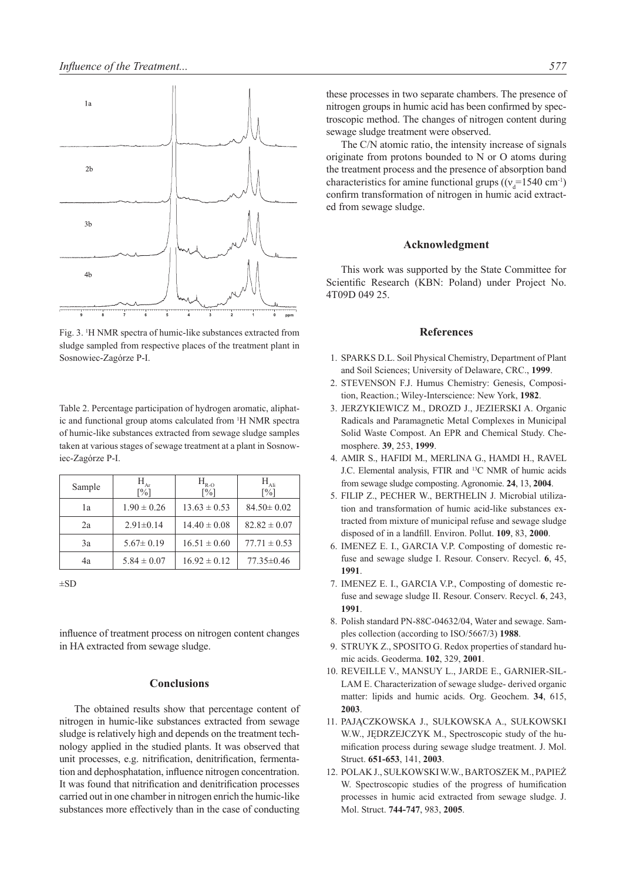1a

2b

3b

4b

9 8 7 6 5 4 3 2 1 0 ppm

Fig. 3. [1]H NMR spectra of humic-like substances extracted from sludge sampled from respective places of the treatment plant in Sosnowiec-Zagórze P-I.

Table 2. Percentage participation of hydrogen aromatic, aliphatic and functional group atoms calculated from [1]H NMR spectra of humic-like substances extracted from sewage sludge samples taken at various stages of sewage treatment at a plant in Sosnowiec-Zagórze P-I.

| Sample | $H_{Ar}$ [%] | $H_{R-O}$ [%] | $H_{Ali}$ [%] |
|---|---|---|---|
| 1a | 1.90 ± 0.26 | 13.63 ± 0.53 | 84.50± 0.02 |
| 2a | 2.91±0.14 | 14.40 ± 0.08 | 82.82 ± 0.07 |
| 3a | 5.67± 0.19 | 16.51 ± 0.60 | 77.71 ± 0.53 |
| 4a | 5.84 ± 0.07 | 16.92 ± 0.12 | 77.35±0.46 |

±SD

influence of treatment process on nitrogen content changes in HA extracted from sewage sludge.

## Conclusions

The obtained results show that percentage content of nitrogen in humic-like substances extracted from sewage sludge is relatively high and depends on the treatment technology applied in the studied plants. It was observed that unit processes, e.g. nitrification, denitrification, fermentation and dephosphatation, influence nitrogen concentration. It was found that nitrification and denitrification processes carried out in one chamber in nitrogen enrich the humic-like substances more effectively than in the case of conducting these processes in two separate chambers. The presence of nitrogen groups in humic acid has been confirmed by spectroscopic method. The changes of nitrogen content during sewage sludge treatment were observed.

The C/N atomic ratio, the intensity increase of signals originate from protons bounded to N or O atoms during the treatment process and the presence of absorption band characteristics for amine functional grups (($\nu_d$=1540 cm$^{-1}$) confirm transformation of nitrogen in humic acid extracted from sewage sludge.

## Acknowledgment

This work was supported by the State Committee for Scientific Research (KBN: Poland) under Project No. 4T09D 049 25.

## References

1. SPARKS D.L. Soil Physical Chemistry, Department of Plant and Soil Sciences; University of Delaware, CRC., **1999**.
2. STEVENSON F.J. Humus Chemistry: Genesis, Composition, Reaction.; Wiley-Interscience: New York, **1982**.
3. JERZYKIEWICZ M., DROZD J., JEZIERSKI A. Organic Radicals and Paramagnetic Metal Complexes in Municipal Solid Waste Compost. An EPR and Chemical Study. Chemosphere. **39**, 253, **1999**.
4. AMIR S., HAFIDI M., MERLINA G., HAMDI H., RAVEL J.C. Elemental analysis, FTIR and [13]C NMR of humic acids from sewage sludge composting. Agronomie. **24**, 13, **2004**.
5. FILIP Z., PECHER W., BERTHELIN J. Microbial utilization and transformation of humic acid-like substances extracted from mixture of municipal refuse and sewage sludge disposed of in a landfill. Environ. Pollut. **109**, 83, **2000**.
6. IMENEZ E. I., GARCIA V.P. Composting of domestic refuse and sewage sludge I. Resour. Conserv. Recycl. **6**, 45, **1991**.
7. IMENEZ E. I., GARCIA V.P., Composting of domestic refuse and sewage sludge II. Resour. Conserv. Recycl. **6**, 243, **1991**.
8. Polish standard PN-88C-04632/04, Water and sewage. Samples collection (according to ISO/5667/3) **1988**.
9. STRUYK Z., SPOSITO G. Redox properties of standard humic acids. Geoderma. **102**, 329, **2001**.
10. REVEILLE V., MANSUY L., JARDE E., GARNIER-SILLAM E. Characterization of sewage sludge- derived organic matter: lipids and humic acids. Org. Geochem. **34**, 615, **2003**.
11. PAJĄCZKOWSKA J., SUŁKOWSKA A., SUŁKOWSKI W.W., JĘDRZEJCZYK M., Spectroscopic study of the humification process during sewage sludge treatment. J. Mol. Struct. **651-653**, 141, **2003**.
12. POLAK J., SUŁKOWSKI W.W., BARTOSZEK M., PAPIEŻ W. Spectroscopic studies of the progress of humification processes in humic acid extracted from sewage sludge. J. Mol. Struct. **744-747**, 983, **2005**.